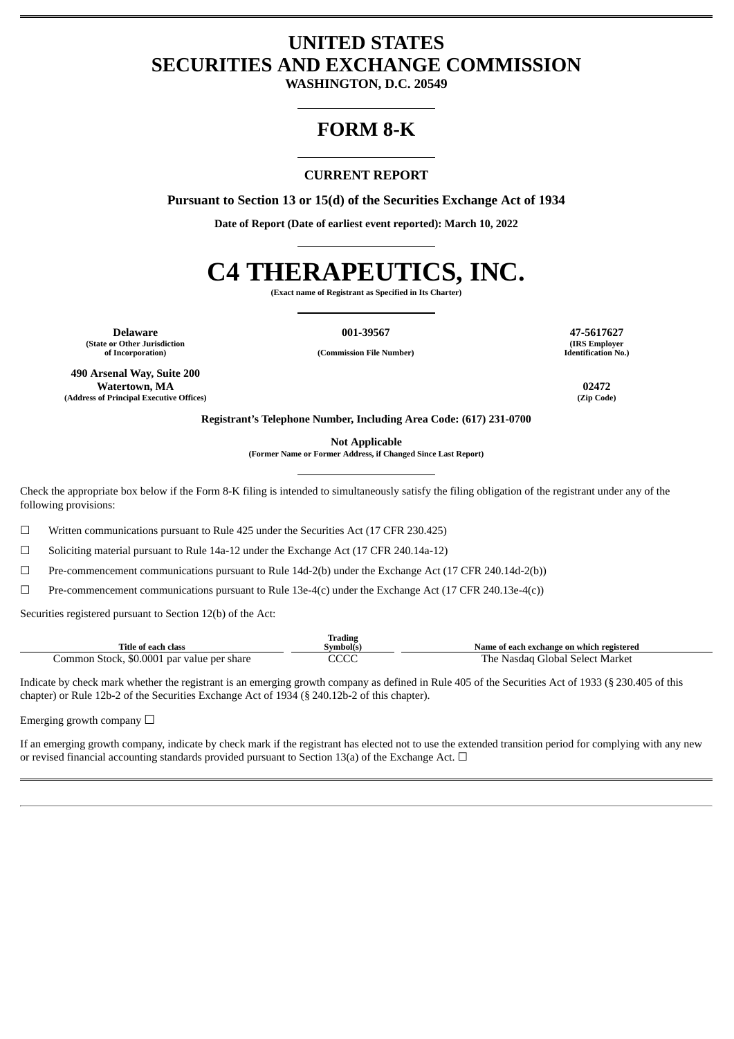# UNITED STATES
# SECURITIES AND EXCHANGE COMMISSION

**WASHINGTON, D.C. 20549**

# FORM 8-K

## CURRENT REPORT

**Pursuant to Section 13 or 15(d) of the Securities Exchange Act of 1934**

**Date of Report (Date of earliest event reported): March 10, 2022**

# C4 THERAPEUTICS, INC.

**(Exact name of Registrant as Specified in Its Charter)**

| **Delaware** | **001-39567** | **47-5617627** |
|---|---|---|
| **(State or Other Jurisdiction of Incorporation)** | **(Commission File Number)** | **(IRS Employer Identification No.)** |

| **490 Arsenal Way, Suite 200 Watertown, MA** | **02472** |
|---|---|
| **(Address of Principal Executive Offices)** | **(Zip Code)** |

**Registrant's Telephone Number, Including Area Code: (617) 231-0700**

**Not Applicable**
**(Former Name or Former Address, if Changed Since Last Report)**

Check the appropriate box below if the Form 8-K filing is intended to simultaneously satisfy the filing obligation of the registrant under any of the following provisions:

☐ Written communications pursuant to Rule 425 under the Securities Act (17 CFR 230.425)

☐ Soliciting material pursuant to Rule 14a-12 under the Exchange Act (17 CFR 240.14a-12)

☐ Pre-commencement communications pursuant to Rule 14d-2(b) under the Exchange Act (17 CFR 240.14d-2(b))

☐ Pre-commencement communications pursuant to Rule 13e-4(c) under the Exchange Act (17 CFR 240.13e-4(c))

Securities registered pursuant to Section 12(b) of the Act:

| Title of each class | Trading Symbol(s) | Name of each exchange on which registered |
|---|---|---|
| Common Stock, $0.0001 par value per share | CCCC | The Nasdaq Global Select Market |

Indicate by check mark whether the registrant is an emerging growth company as defined in Rule 405 of the Securities Act of 1933 (§ 230.405 of this chapter) or Rule 12b-2 of the Securities Exchange Act of 1934 (§ 240.12b-2 of this chapter).

Emerging growth company ☐

If an emerging growth company, indicate by check mark if the registrant has elected not to use the extended transition period for complying with any new or revised financial accounting standards provided pursuant to Section 13(a) of the Exchange Act. ☐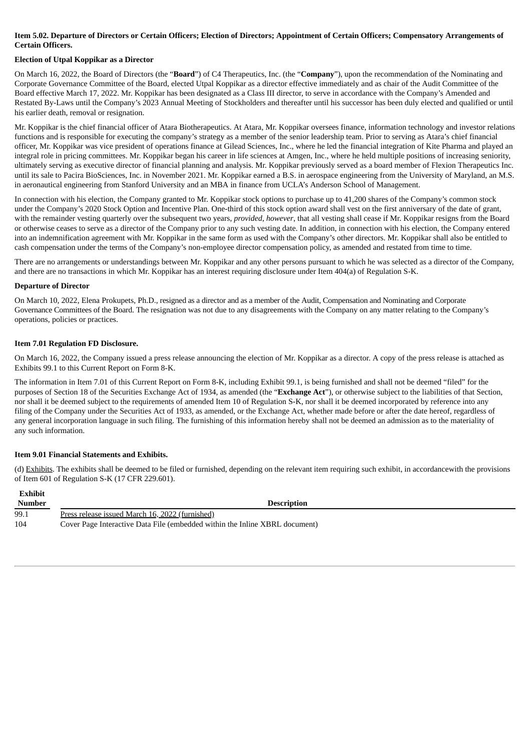**Item 5.02. Departure of Directors or Certain Officers; Election of Directors; Appointment of Certain Officers; Compensatory Arrangements of Certain Officers.**

**Election of Utpal Koppikar as a Director**

On March 16, 2022, the Board of Directors (the "**Board**") of C4 Therapeutics, Inc. (the "**Company**"), upon the recommendation of the Nominating and Corporate Governance Committee of the Board, elected Utpal Koppikar as a director effective immediately and as chair of the Audit Committee of the Board effective March 17, 2022. Mr. Koppikar has been designated as a Class III director, to serve in accordance with the Company's Amended and Restated By-Laws until the Company's 2023 Annual Meeting of Stockholders and thereafter until his successor has been duly elected and qualified or until his earlier death, removal or resignation.

Mr. Koppikar is the chief financial officer of Atara Biotherapeutics. At Atara, Mr. Koppikar oversees finance, information technology and investor relations functions and is responsible for executing the company's strategy as a member of the senior leadership team. Prior to serving as Atara's chief financial officer, Mr. Koppikar was vice president of operations finance at Gilead Sciences, Inc., where he led the financial integration of Kite Pharma and played an integral role in pricing committees. Mr. Koppikar began his career in life sciences at Amgen, Inc., where he held multiple positions of increasing seniority, ultimately serving as executive director of financial planning and analysis. Mr. Koppikar previously served as a board member of Flexion Therapeutics Inc. until its sale to Pacira BioSciences, Inc. in November 2021. Mr. Koppikar earned a B.S. in aerospace engineering from the University of Maryland, an M.S. in aeronautical engineering from Stanford University and an MBA in finance from UCLA's Anderson School of Management.

In connection with his election, the Company granted to Mr. Koppikar stock options to purchase up to 41,200 shares of the Company's common stock under the Company's 2020 Stock Option and Incentive Plan. One-third of this stock option award shall vest on the first anniversary of the date of grant, with the remainder vesting quarterly over the subsequent two years, *provided*, *however*, that all vesting shall cease if Mr. Koppikar resigns from the Board or otherwise ceases to serve as a director of the Company prior to any such vesting date. In addition, in connection with his election, the Company entered into an indemnification agreement with Mr. Koppikar in the same form as used with the Company's other directors. Mr. Koppikar shall also be entitled to cash compensation under the terms of the Company's non-employee director compensation policy, as amended and restated from time to time.

There are no arrangements or understandings between Mr. Koppikar and any other persons pursuant to which he was selected as a director of the Company, and there are no transactions in which Mr. Koppikar has an interest requiring disclosure under Item 404(a) of Regulation S-K.

**Departure of Director**

On March 10, 2022, Elena Prokupets, Ph.D., resigned as a director and as a member of the Audit, Compensation and Nominating and Corporate Governance Committees of the Board. The resignation was not due to any disagreements with the Company on any matter relating to the Company's operations, policies or practices.

**Item 7.01 Regulation FD Disclosure.**

On March 16, 2022, the Company issued a press release announcing the election of Mr. Koppikar as a director. A copy of the press release is attached as Exhibits 99.1 to this Current Report on Form 8-K.

The information in Item 7.01 of this Current Report on Form 8-K, including Exhibit 99.1, is being furnished and shall not be deemed "filed" for the purposes of Section 18 of the Securities Exchange Act of 1934, as amended (the "**Exchange Act**"), or otherwise subject to the liabilities of that Section, nor shall it be deemed subject to the requirements of amended Item 10 of Regulation S-K, nor shall it be deemed incorporated by reference into any filing of the Company under the Securities Act of 1933, as amended, or the Exchange Act, whether made before or after the date hereof, regardless of any general incorporation language in such filing. The furnishing of this information hereby shall not be deemed an admission as to the materiality of any such information.

**Item 9.01 Financial Statements and Exhibits.**

(d) Exhibits. The exhibits shall be deemed to be filed or furnished, depending on the relevant item requiring such exhibit, in accordancewith the provisions of Item 601 of Regulation S-K (17 CFR 229.601).

| Exhibit Number | Description |
|---|---|
| 99.1 | Press release issued March 16, 2022 (furnished) |
| 104 | Cover Page Interactive Data File (embedded within the Inline XBRL document) |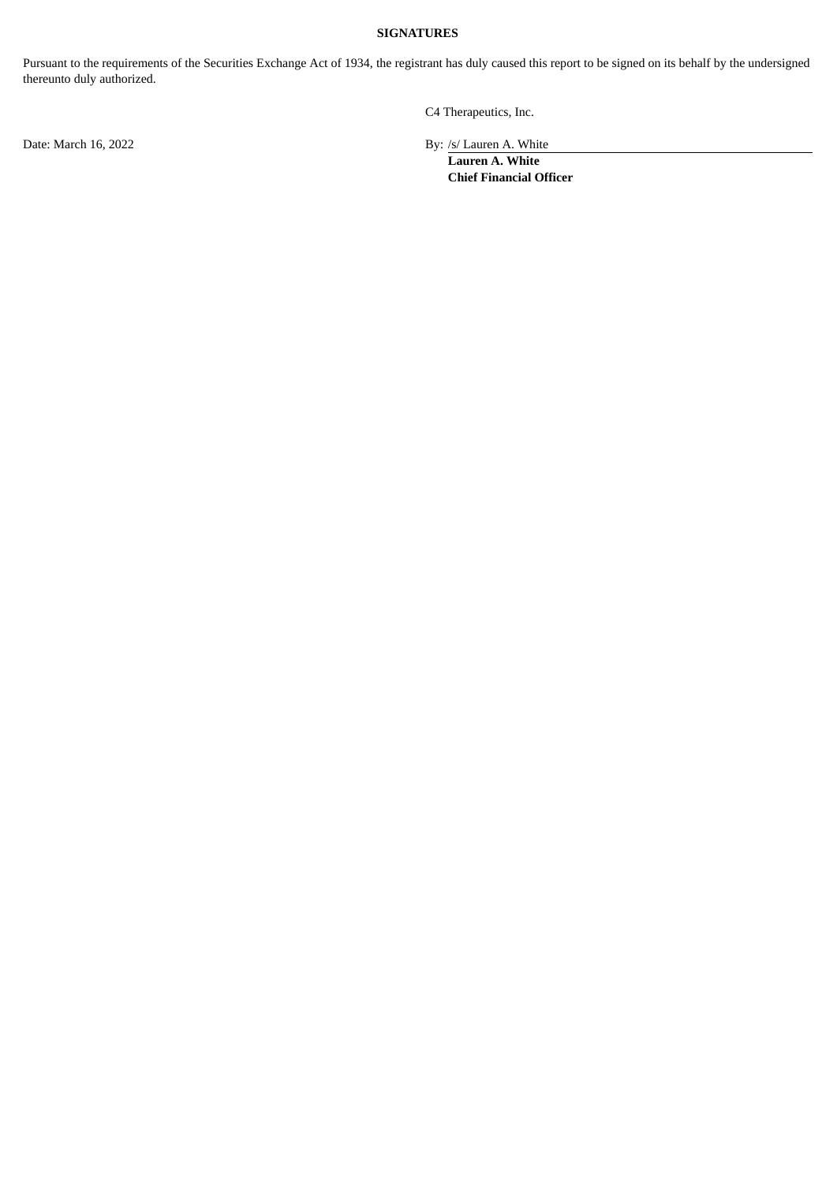**SIGNATURES**

Pursuant to the requirements of the Securities Exchange Act of 1934, the registrant has duly caused this report to be signed on its behalf by the undersigned thereunto duly authorized.

C4 Therapeutics, Inc.

Date: March 16, 2022

By: /s/ Lauren A. White
**Lauren A. White**
**Chief Financial Officer**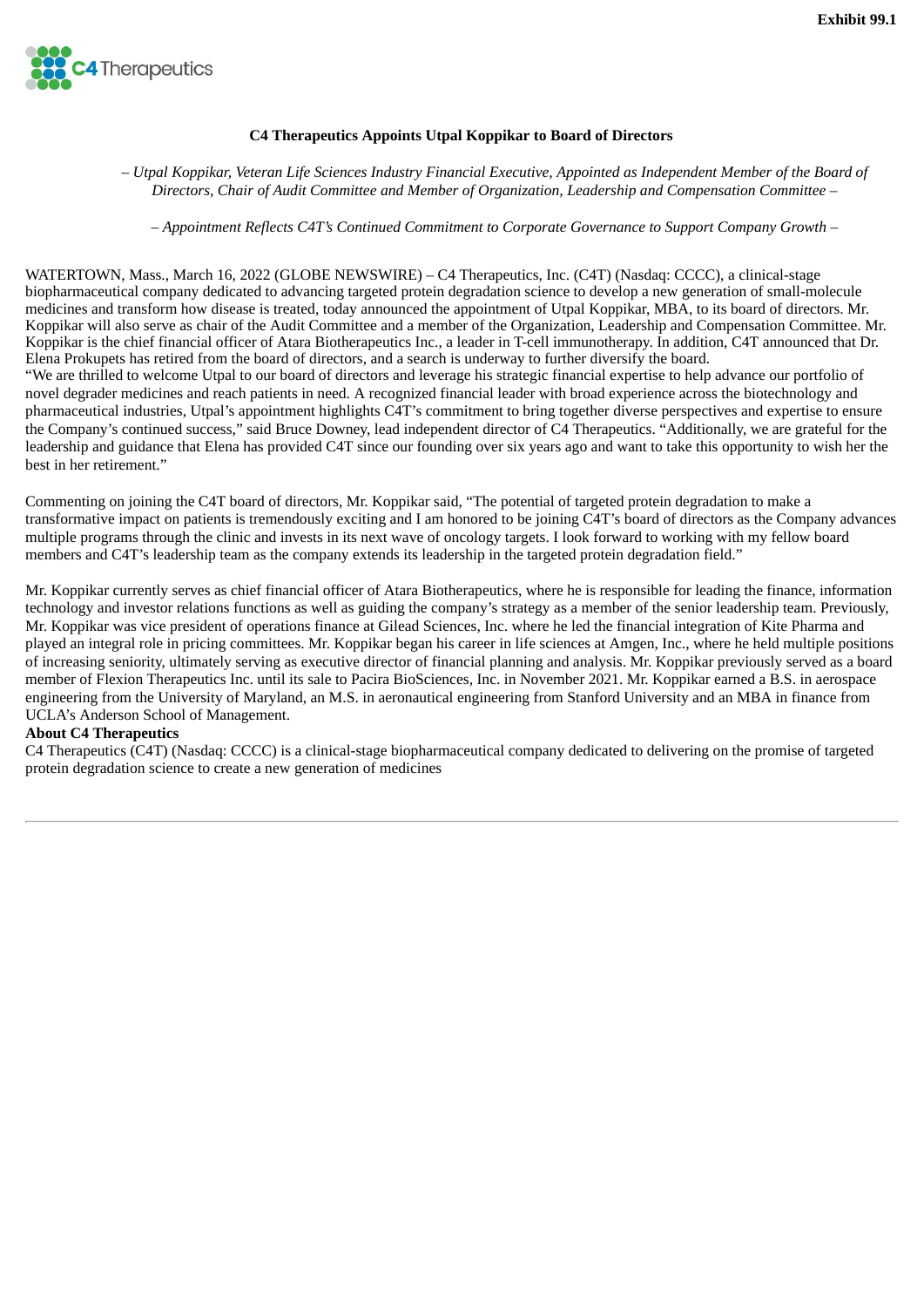Exhibit 99.1

C4 Therapeutics

**C4 Therapeutics Appoints Utpal Koppikar to Board of Directors**

*– Utpal Koppikar, Veteran Life Sciences Industry Financial Executive, Appointed as Independent Member of the Board of Directors, Chair of Audit Committee and Member of Organization, Leadership and Compensation Committee –*

*– Appointment Reflects C4T's Continued Commitment to Corporate Governance to Support Company Growth –*

WATERTOWN, Mass., March 16, 2022 (GLOBE NEWSWIRE) – C4 Therapeutics, Inc. (C4T) (Nasdaq: CCCC), a clinical-stage biopharmaceutical company dedicated to advancing targeted protein degradation science to develop a new generation of small-molecule medicines and transform how disease is treated, today announced the appointment of Utpal Koppikar, MBA, to its board of directors. Mr. Koppikar will also serve as chair of the Audit Committee and a member of the Organization, Leadership and Compensation Committee. Mr. Koppikar is the chief financial officer of Atara Biotherapeutics Inc., a leader in T-cell immunotherapy. In addition, C4T announced that Dr. Elena Prokupets has retired from the board of directors, and a search is underway to further diversify the board.

"We are thrilled to welcome Utpal to our board of directors and leverage his strategic financial expertise to help advance our portfolio of novel degrader medicines and reach patients in need. A recognized financial leader with broad experience across the biotechnology and pharmaceutical industries, Utpal's appointment highlights C4T's commitment to bring together diverse perspectives and expertise to ensure the Company's continued success," said Bruce Downey, lead independent director of C4 Therapeutics. "Additionally, we are grateful for the leadership and guidance that Elena has provided C4T since our founding over six years ago and want to take this opportunity to wish her the best in her retirement."

Commenting on joining the C4T board of directors, Mr. Koppikar said, "The potential of targeted protein degradation to make a transformative impact on patients is tremendously exciting and I am honored to be joining C4T's board of directors as the Company advances multiple programs through the clinic and invests in its next wave of oncology targets. I look forward to working with my fellow board members and C4T's leadership team as the company extends its leadership in the targeted protein degradation field."

Mr. Koppikar currently serves as chief financial officer of Atara Biotherapeutics, where he is responsible for leading the finance, information technology and investor relations functions as well as guiding the company's strategy as a member of the senior leadership team. Previously, Mr. Koppikar was vice president of operations finance at Gilead Sciences, Inc. where he led the financial integration of Kite Pharma and played an integral role in pricing committees. Mr. Koppikar began his career in life sciences at Amgen, Inc., where he held multiple positions of increasing seniority, ultimately serving as executive director of financial planning and analysis. Mr. Koppikar previously served as a board member of Flexion Therapeutics Inc. until its sale to Pacira BioSciences, Inc. in November 2021. Mr. Koppikar earned a B.S. in aerospace engineering from the University of Maryland, an M.S. in aeronautical engineering from Stanford University and an MBA in finance from UCLA's Anderson School of Management.

**About C4 Therapeutics**

C4 Therapeutics (C4T) (Nasdaq: CCCC) is a clinical-stage biopharmaceutical company dedicated to delivering on the promise of targeted protein degradation science to create a new generation of medicines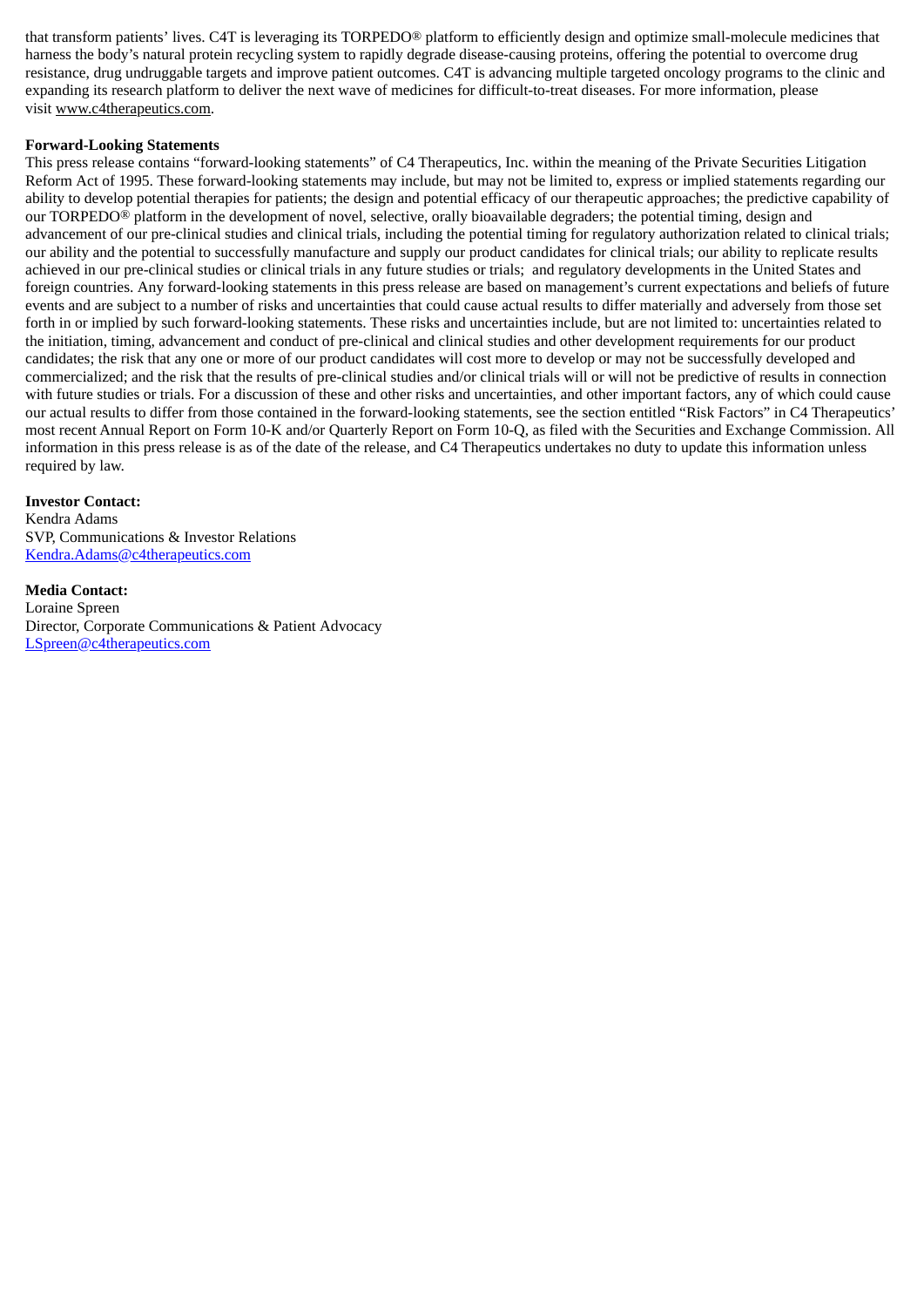that transform patients' lives. C4T is leveraging its TORPEDO® platform to efficiently design and optimize small-molecule medicines that harness the body's natural protein recycling system to rapidly degrade disease-causing proteins, offering the potential to overcome drug resistance, drug undruggable targets and improve patient outcomes. C4T is advancing multiple targeted oncology programs to the clinic and expanding its research platform to deliver the next wave of medicines for difficult-to-treat diseases. For more information, please visit www.c4therapeutics.com.

**Forward-Looking Statements**

This press release contains "forward-looking statements" of C4 Therapeutics, Inc. within the meaning of the Private Securities Litigation Reform Act of 1995. These forward-looking statements may include, but may not be limited to, express or implied statements regarding our ability to develop potential therapies for patients; the design and potential efficacy of our therapeutic approaches; the predictive capability of our TORPEDO® platform in the development of novel, selective, orally bioavailable degraders; the potential timing, design and advancement of our pre-clinical studies and clinical trials, including the potential timing for regulatory authorization related to clinical trials; our ability and the potential to successfully manufacture and supply our product candidates for clinical trials; our ability to replicate results achieved in our pre-clinical studies or clinical trials in any future studies or trials; and regulatory developments in the United States and foreign countries. Any forward-looking statements in this press release are based on management's current expectations and beliefs of future events and are subject to a number of risks and uncertainties that could cause actual results to differ materially and adversely from those set forth in or implied by such forward-looking statements. These risks and uncertainties include, but are not limited to: uncertainties related to the initiation, timing, advancement and conduct of pre-clinical and clinical studies and other development requirements for our product candidates; the risk that any one or more of our product candidates will cost more to develop or may not be successfully developed and commercialized; and the risk that the results of pre-clinical studies and/or clinical trials will or will not be predictive of results in connection with future studies or trials. For a discussion of these and other risks and uncertainties, and other important factors, any of which could cause our actual results to differ from those contained in the forward-looking statements, see the section entitled "Risk Factors" in C4 Therapeutics' most recent Annual Report on Form 10-K and/or Quarterly Report on Form 10-Q, as filed with the Securities and Exchange Commission. All information in this press release is as of the date of the release, and C4 Therapeutics undertakes no duty to update this information unless required by law.

**Investor Contact:**
Kendra Adams
SVP, Communications & Investor Relations
Kendra.Adams@c4therapeutics.com

**Media Contact:**
Loraine Spreen
Director, Corporate Communications & Patient Advocacy
LSpreen@c4therapeutics.com